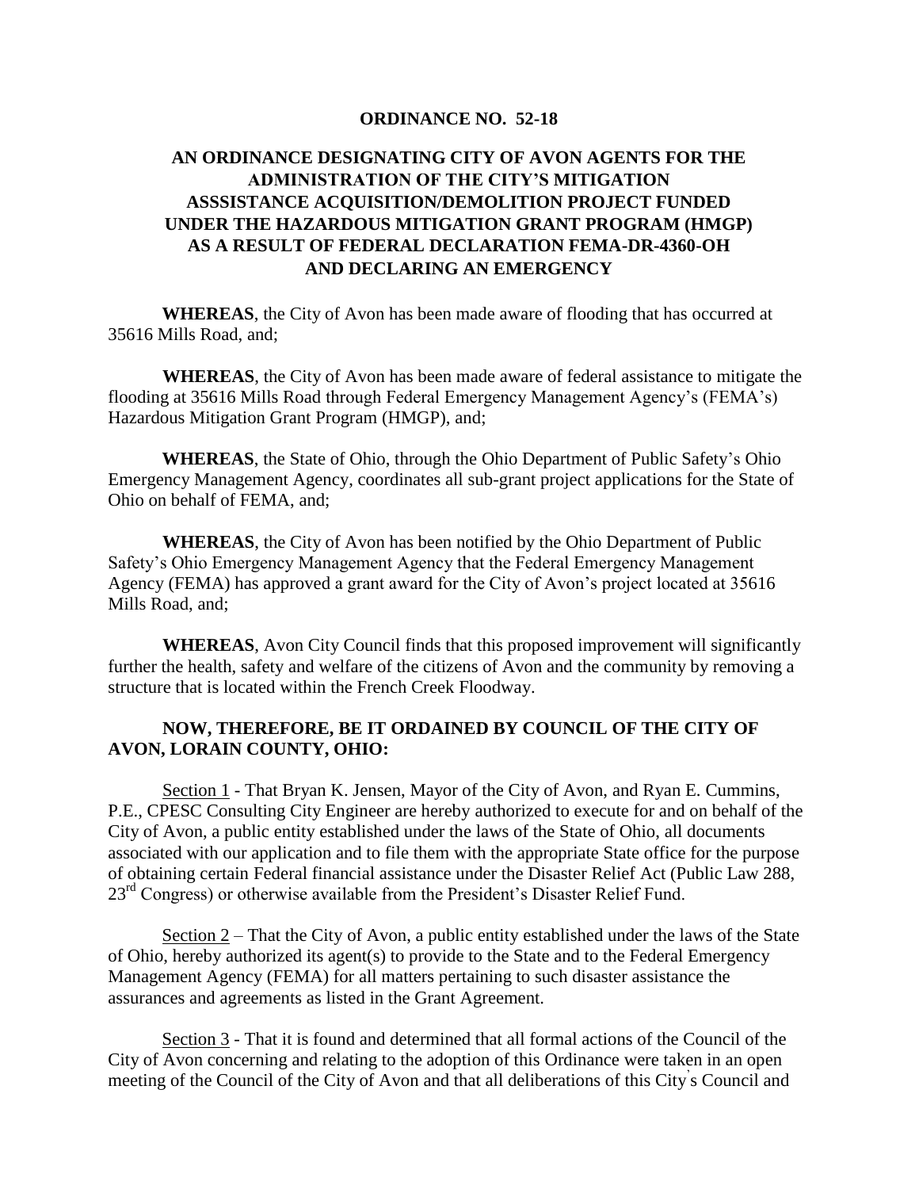**ORDINANCE NO. 52-18**

**AN ORDINANCE DESIGNATING CITY OF AVON AGENTS FOR THE ADMINISTRATION OF THE CITY'S MITIGATION ASSSISTANCE ACQUISITION/DEMOLITION PROJECT FUNDED UNDER THE HAZARDOUS MITIGATION GRANT PROGRAM (HMGP) AS A RESULT OF FEDERAL DECLARATION FEMA-DR-4360-OH AND DECLARING AN EMERGENCY**

**WHEREAS**, the City of Avon has been made aware of flooding that has occurred at 35616 Mills Road, and;

**WHEREAS**, the City of Avon has been made aware of federal assistance to mitigate the flooding at 35616 Mills Road through Federal Emergency Management Agency's (FEMA's) Hazardous Mitigation Grant Program (HMGP), and;

**WHEREAS**, the State of Ohio, through the Ohio Department of Public Safety's Ohio Emergency Management Agency, coordinates all sub-grant project applications for the State of Ohio on behalf of FEMA, and;

**WHEREAS**, the City of Avon has been notified by the Ohio Department of Public Safety's Ohio Emergency Management Agency that the Federal Emergency Management Agency (FEMA) has approved a grant award for the City of Avon's project located at 35616 Mills Road, and;

**WHEREAS**, Avon City Council finds that this proposed improvement will significantly further the health, safety and welfare of the citizens of Avon and the community by removing a structure that is located within the French Creek Floodway.

**NOW, THEREFORE, BE IT ORDAINED BY COUNCIL OF THE CITY OF AVON, LORAIN COUNTY, OHIO:**

Section 1 - That Bryan K. Jensen, Mayor of the City of Avon, and Ryan E. Cummins, P.E., CPESC Consulting City Engineer are hereby authorized to execute for and on behalf of the City of Avon, a public entity established under the laws of the State of Ohio, all documents associated with our application and to file them with the appropriate State office for the purpose of obtaining certain Federal financial assistance under the Disaster Relief Act (Public Law 288, 23rd Congress) or otherwise available from the President's Disaster Relief Fund.

Section 2 – That the City of Avon, a public entity established under the laws of the State of Ohio, hereby authorized its agent(s) to provide to the State and to the Federal Emergency Management Agency (FEMA) for all matters pertaining to such disaster assistance the assurances and agreements as listed in the Grant Agreement.

Section 3 - That it is found and determined that all formal actions of the Council of the City of Avon concerning and relating to the adoption of this Ordinance were taken in an open meeting of the Council of the City of Avon and that all deliberations of this City's Council and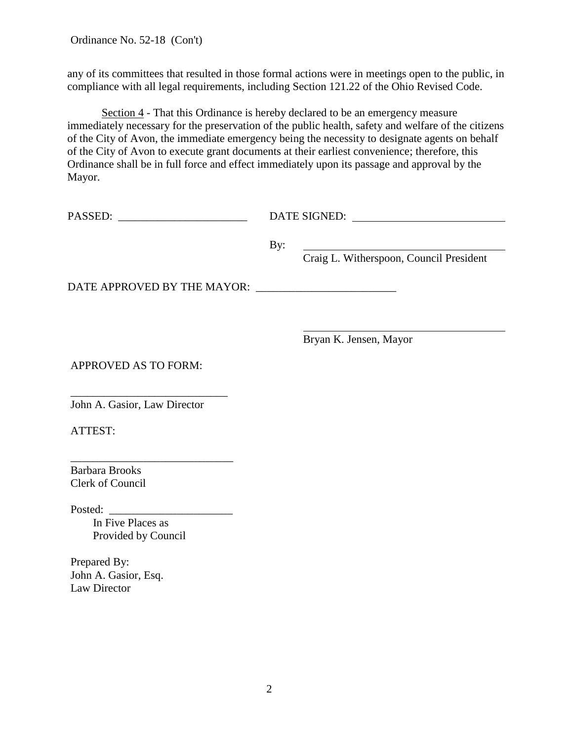Ordinance No. 52-18 (Con't)

any of its committees that resulted in those formal actions were in meetings open to the public, in compliance with all legal requirements, including Section 121.22 of the Ohio Revised Code.

Section 4 - That this Ordinance is hereby declared to be an emergency measure immediately necessary for the preservation of the public health, safety and welfare of the citizens of the City of Avon, the immediate emergency being the necessity to designate agents on behalf of the City of Avon to execute grant documents at their earliest convenience; therefore, this Ordinance shall be in full force and effect immediately upon its passage and approval by the Mayor.

PASSED: _______________________ DATE SIGNED: ___________________________

By: ____________________________________
Craig L. Witherspoon, Council President

DATE APPROVED BY THE MAYOR: _________________________

____________________________________
Bryan K. Jensen, Mayor

APPROVED AS TO FORM:

____________________________
John A. Gasior, Law Director

ATTEST:

_____________________________
Barbara Brooks
Clerk of Council

Posted: ______________________
In Five Places as
Provided by Council

Prepared By:
John A. Gasior, Esq.
Law Director